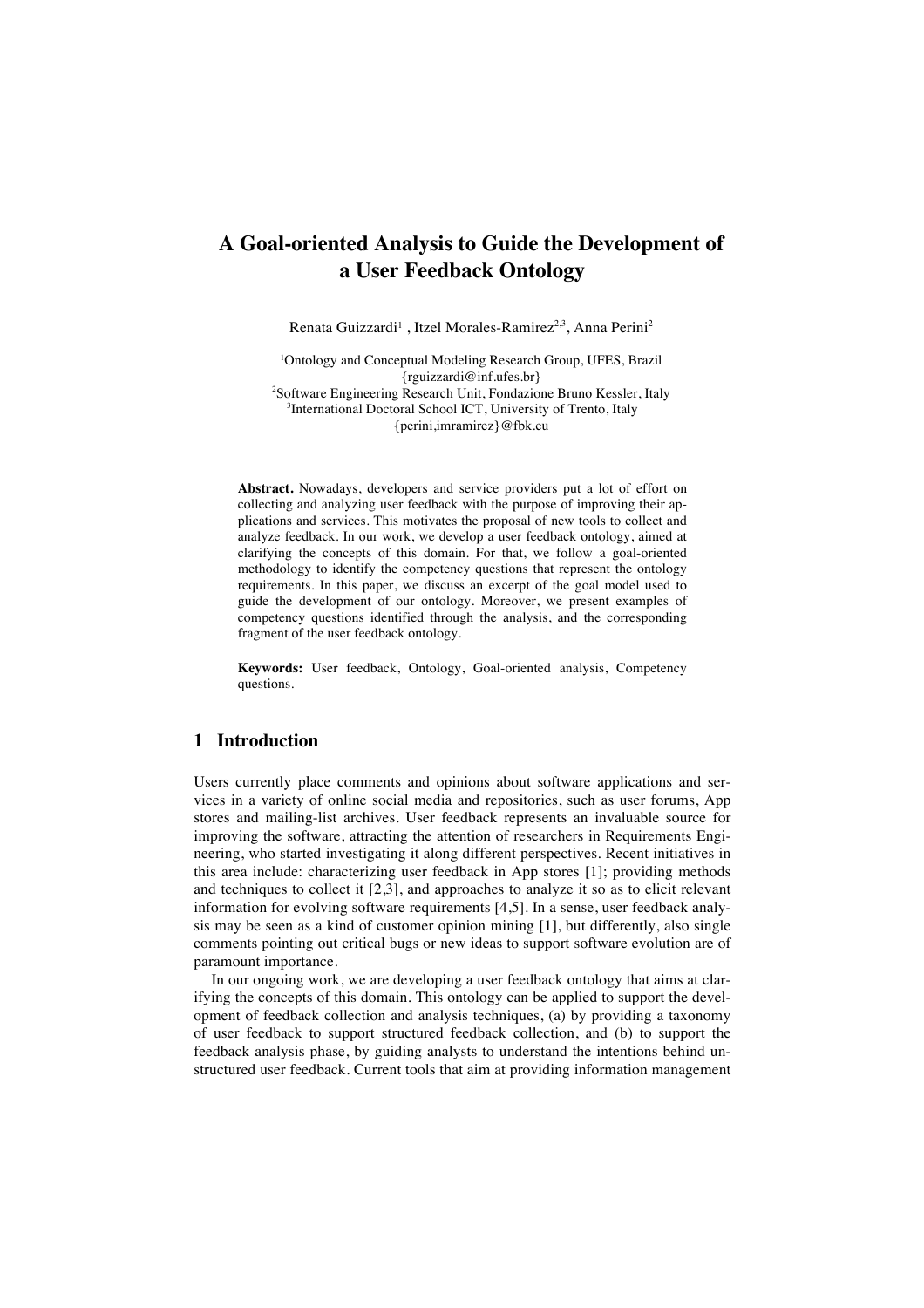# A Goal-oriented Analysis to Guide the Development of a User Feedback Ontology

Renata Guizzardi[1] , Itzel Morales-Ramirez[2,3], Anna Perini[2]

[1]Ontology and Conceptual Modeling Research Group, UFES, Brazil
{rguizzardi@inf.ufes.br}
[2]Software Engineering Research Unit, Fondazione Bruno Kessler, Italy
[3]International Doctoral School ICT, University of Trento, Italy
{perini,imramirez}@fbk.eu

**Abstract.** Nowadays, developers and service providers put a lot of effort on collecting and analyzing user feedback with the purpose of improving their applications and services. This motivates the proposal of new tools to collect and analyze feedback. In our work, we develop a user feedback ontology, aimed at clarifying the concepts of this domain. For that, we follow a goal-oriented methodology to identify the competency questions that represent the ontology requirements. In this paper, we discuss an excerpt of the goal model used to guide the development of our ontology. Moreover, we present examples of competency questions identified through the analysis, and the corresponding fragment of the user feedback ontology.

**Keywords:** User feedback, Ontology, Goal-oriented analysis, Competency questions.

## 1 Introduction

Users currently place comments and opinions about software applications and services in a variety of online social media and repositories, such as user forums, App stores and mailing-list archives. User feedback represents an invaluable source for improving the software, attracting the attention of researchers in Requirements Engineering, who started investigating it along different perspectives. Recent initiatives in this area include: characterizing user feedback in App stores [1]; providing methods and techniques to collect it [2,3], and approaches to analyze it so as to elicit relevant information for evolving software requirements [4,5]. In a sense, user feedback analysis may be seen as a kind of customer opinion mining [1], but differently, also single comments pointing out critical bugs or new ideas to support software evolution are of paramount importance.

In our ongoing work, we are developing a user feedback ontology that aims at clarifying the concepts of this domain. This ontology can be applied to support the development of feedback collection and analysis techniques, (a) by providing a taxonomy of user feedback to support structured feedback collection, and (b) to support the feedback analysis phase, by guiding analysts to understand the intentions behind unstructured user feedback. Current tools that aim at providing information management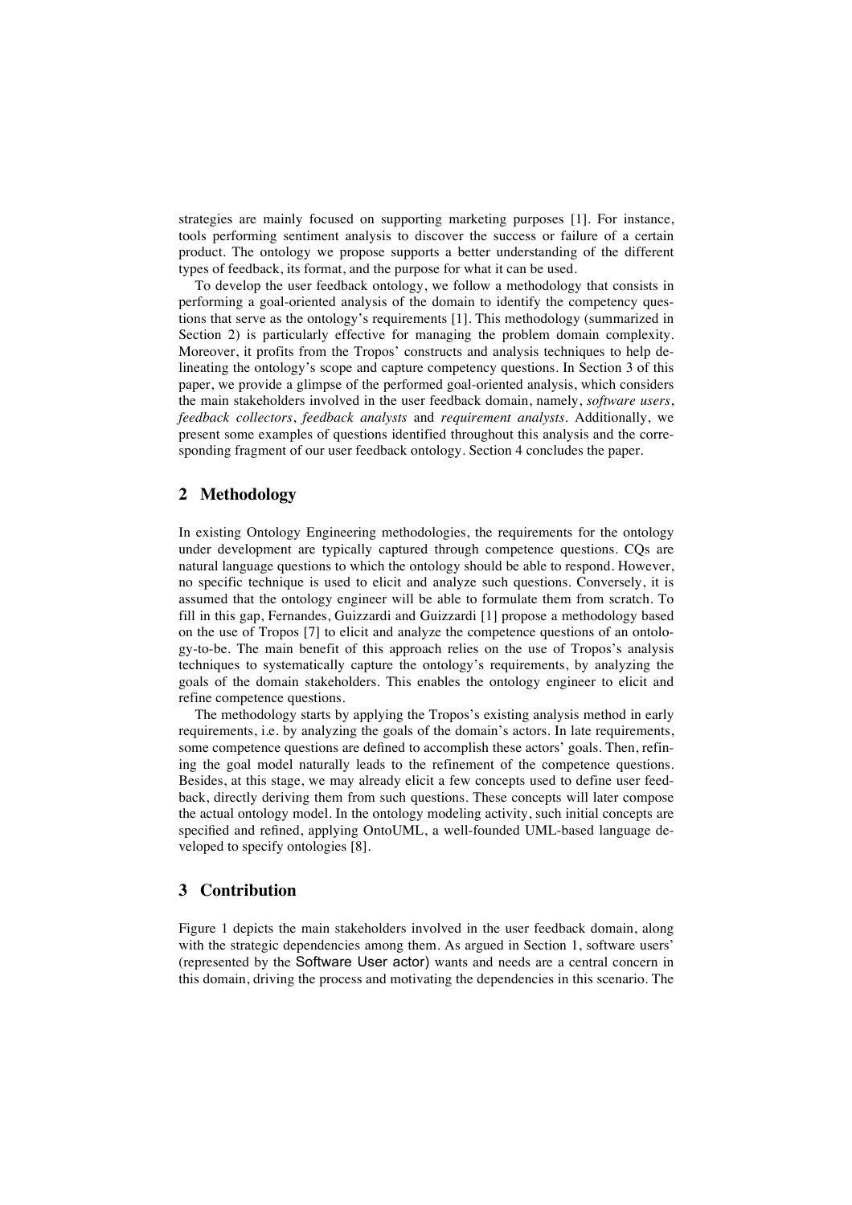strategies are mainly focused on supporting marketing purposes [1]. For instance, tools performing sentiment analysis to discover the success or failure of a certain product. The ontology we propose supports a better understanding of the different types of feedback, its format, and the purpose for what it can be used.

To develop the user feedback ontology, we follow a methodology that consists in performing a goal-oriented analysis of the domain to identify the competency questions that serve as the ontology's requirements [1]. This methodology (summarized in Section 2) is particularly effective for managing the problem domain complexity. Moreover, it profits from the Tropos' constructs and analysis techniques to help delineating the ontology's scope and capture competency questions. In Section 3 of this paper, we provide a glimpse of the performed goal-oriented analysis, which considers the main stakeholders involved in the user feedback domain, namely, *software users*, *feedback collectors*, *feedback analysts* and *requirement analysts*. Additionally, we present some examples of questions identified throughout this analysis and the corresponding fragment of our user feedback ontology. Section 4 concludes the paper.

## 2 Methodology

In existing Ontology Engineering methodologies, the requirements for the ontology under development are typically captured through competence questions. CQs are natural language questions to which the ontology should be able to respond. However, no specific technique is used to elicit and analyze such questions. Conversely, it is assumed that the ontology engineer will be able to formulate them from scratch. To fill in this gap, Fernandes, Guizzardi and Guizzardi [1] propose a methodology based on the use of Tropos [7] to elicit and analyze the competence questions of an ontology-to-be. The main benefit of this approach relies on the use of Tropos's analysis techniques to systematically capture the ontology's requirements, by analyzing the goals of the domain stakeholders. This enables the ontology engineer to elicit and refine competence questions.

The methodology starts by applying the Tropos's existing analysis method in early requirements, i.e. by analyzing the goals of the domain's actors. In late requirements, some competence questions are defined to accomplish these actors' goals. Then, refining the goal model naturally leads to the refinement of the competence questions. Besides, at this stage, we may already elicit a few concepts used to define user feedback, directly deriving them from such questions. These concepts will later compose the actual ontology model. In the ontology modeling activity, such initial concepts are specified and refined, applying OntoUML, a well-founded UML-based language developed to specify ontologies [8].

## 3 Contribution

Figure 1 depicts the main stakeholders involved in the user feedback domain, along with the strategic dependencies among them. As argued in Section 1, software users' (represented by the Software User actor) wants and needs are a central concern in this domain, driving the process and motivating the dependencies in this scenario. The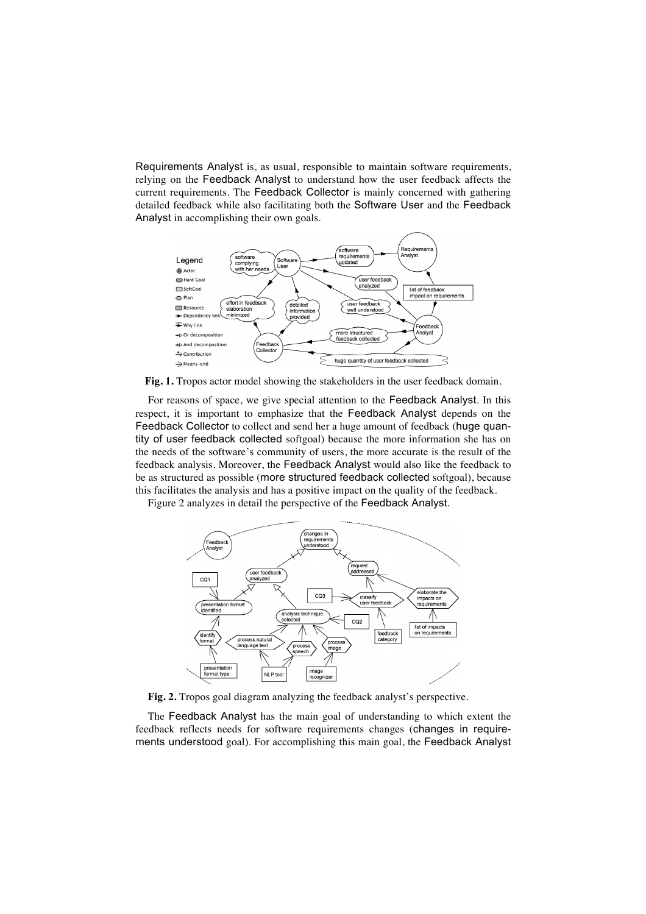Requirements Analyst is, as usual, responsible to maintain software requirements, relying on the Feedback Analyst to understand how the user feedback affects the current requirements. The Feedback Collector is mainly concerned with gathering detailed feedback while also facilitating both the Software User and the Feedback Analyst in accomplishing their own goals.

**Fig. 1.** Tropos actor model showing the stakeholders in the user feedback domain.

For reasons of space, we give special attention to the Feedback Analyst. In this respect, it is important to emphasize that the Feedback Analyst depends on the Feedback Collector to collect and send her a huge amount of feedback (huge quantity of user feedback collected softgoal) because the more information she has on the needs of the software's community of users, the more accurate is the result of the feedback analysis. Moreover, the Feedback Analyst would also like the feedback to be as structured as possible (more structured feedback collected softgoal), because this facilitates the analysis and has a positive impact on the quality of the feedback.

Figure 2 analyzes in detail the perspective of the Feedback Analyst.

**Fig. 2.** Tropos goal diagram analyzing the feedback analyst's perspective.

The Feedback Analyst has the main goal of understanding to which extent the feedback reflects needs for software requirements changes (changes in requirements understood goal). For accomplishing this main goal, the Feedback Analyst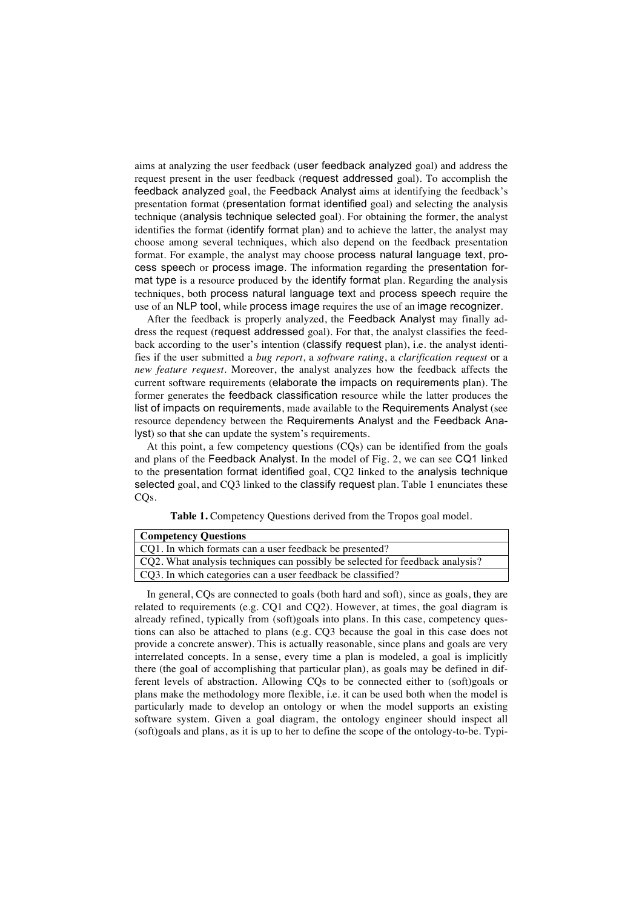aims at analyzing the user feedback (user feedback analyzed goal) and address the request present in the user feedback (request addressed goal). To accomplish the feedback analyzed goal, the Feedback Analyst aims at identifying the feedback's presentation format (presentation format identified goal) and selecting the analysis technique (analysis technique selected goal). For obtaining the former, the analyst identifies the format (identify format plan) and to achieve the latter, the analyst may choose among several techniques, which also depend on the feedback presentation format. For example, the analyst may choose process natural language text, process speech or process image. The information regarding the presentation format type is a resource produced by the identify format plan. Regarding the analysis techniques, both process natural language text and process speech require the use of an NLP tool, while process image requires the use of an image recognizer.

After the feedback is properly analyzed, the Feedback Analyst may finally address the request (request addressed goal). For that, the analyst classifies the feedback according to the user's intention (classify request plan), i.e. the analyst identifies if the user submitted a *bug report*, a *software rating*, a *clarification request* or a *new feature request*. Moreover, the analyst analyzes how the feedback affects the current software requirements (elaborate the impacts on requirements plan). The former generates the feedback classification resource while the latter produces the list of impacts on requirements, made available to the Requirements Analyst (see resource dependency between the Requirements Analyst and the Feedback Analyst) so that she can update the system's requirements.

At this point, a few competency questions (CQs) can be identified from the goals and plans of the Feedback Analyst. In the model of Fig. 2, we can see CQ1 linked to the presentation format identified goal, CQ2 linked to the analysis technique selected goal, and CQ3 linked to the classify request plan. Table 1 enunciates these CQs.

**Table 1.** Competency Questions derived from the Tropos goal model.

| **Competency Questions** |
|---|
| CQ1. In which formats can a user feedback be presented? |
| CQ2. What analysis techniques can possibly be selected for feedback analysis? |
| CQ3. In which categories can a user feedback be classified? |

In general, CQs are connected to goals (both hard and soft), since as goals, they are related to requirements (e.g. CQ1 and CQ2). However, at times, the goal diagram is already refined, typically from (soft)goals into plans. In this case, competency questions can also be attached to plans (e.g. CQ3 because the goal in this case does not provide a concrete answer). This is actually reasonable, since plans and goals are very interrelated concepts. In a sense, every time a plan is modeled, a goal is implicitly there (the goal of accomplishing that particular plan), as goals may be defined in different levels of abstraction. Allowing CQs to be connected either to (soft)goals or plans make the methodology more flexible, i.e. it can be used both when the model is particularly made to develop an ontology or when the model supports an existing software system. Given a goal diagram, the ontology engineer should inspect all (soft)goals and plans, as it is up to her to define the scope of the ontology-to-be. Typi-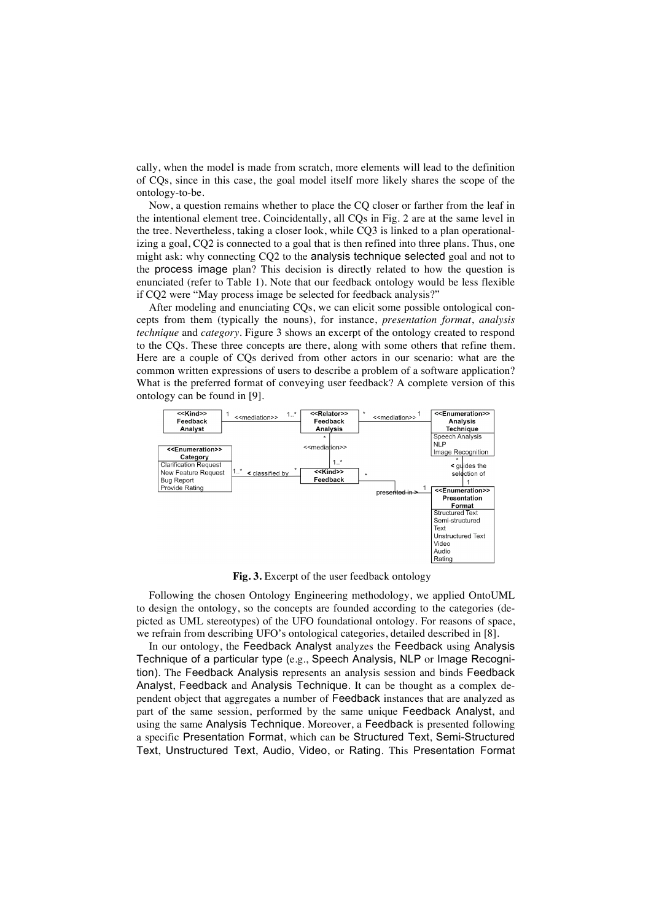cally, when the model is made from scratch, more elements will lead to the definition of CQs, since in this case, the goal model itself more likely shares the scope of the ontology-to-be.

Now, a question remains whether to place the CQ closer or farther from the leaf in the intentional element tree. Coincidentally, all CQs in Fig. 2 are at the same level in the tree. Nevertheless, taking a closer look, while CQ3 is linked to a plan operationalizing a goal, CQ2 is connected to a goal that is then refined into three plans. Thus, one might ask: why connecting CQ2 to the analysis technique selected goal and not to the process image plan? This decision is directly related to how the question is enunciated (refer to Table 1). Note that our feedback ontology would be less flexible if CQ2 were "May process image be selected for feedback analysis?"

After modeling and enunciating CQs, we can elicit some possible ontological concepts from them (typically the nouns), for instance, *presentation format*, *analysis technique* and *category*. Figure 3 shows an excerpt of the ontology created to respond to the CQs. These three concepts are there, along with some others that refine them. Here are a couple of CQs derived from other actors in our scenario: what are the common written expressions of users to describe a problem of a software application? What is the preferred format of conveying user feedback? A complete version of this ontology can be found in [9].

**Fig. 3.** Excerpt of the user feedback ontology

Following the chosen Ontology Engineering methodology, we applied OntoUML to design the ontology, so the concepts are founded according to the categories (depicted as UML stereotypes) of the UFO foundational ontology. For reasons of space, we refrain from describing UFO's ontological categories, detailed described in [8].

In our ontology, the Feedback Analyst analyzes the Feedback using Analysis Technique of a particular type (e.g., Speech Analysis, NLP or Image Recognition). The Feedback Analysis represents an analysis session and binds Feedback Analyst, Feedback and Analysis Technique. It can be thought as a complex dependent object that aggregates a number of Feedback instances that are analyzed as part of the same session, performed by the same unique Feedback Analyst, and using the same Analysis Technique. Moreover, a Feedback is presented following a specific Presentation Format, which can be Structured Text, Semi-Structured Text, Unstructured Text, Audio, Video, or Rating. This Presentation Format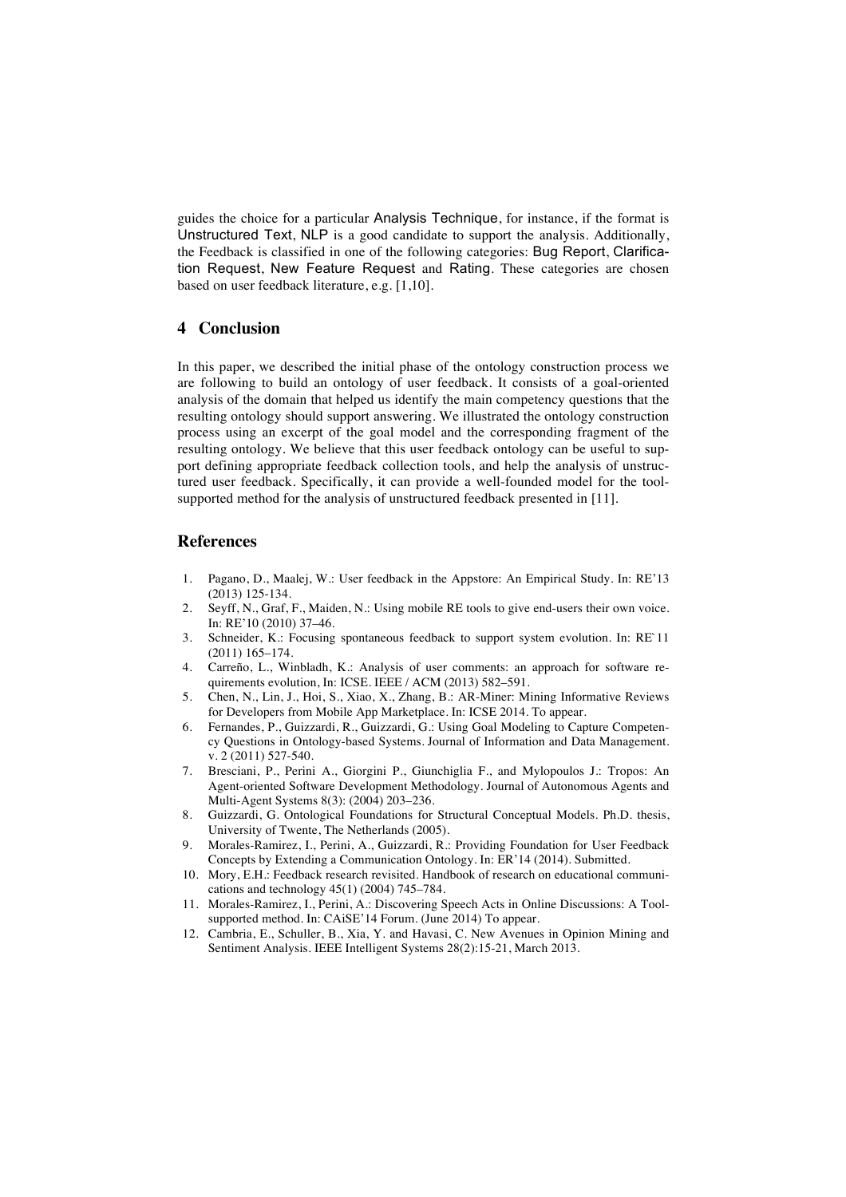guides the choice for a particular Analysis Technique, for instance, if the format is Unstructured Text, NLP is a good candidate to support the analysis. Additionally, the Feedback is classified in one of the following categories: Bug Report, Clarification Request, New Feature Request and Rating. These categories are chosen based on user feedback literature, e.g. [1,10].

## 4 Conclusion

In this paper, we described the initial phase of the ontology construction process we are following to build an ontology of user feedback. It consists of a goal-oriented analysis of the domain that helped us identify the main competency questions that the resulting ontology should support answering. We illustrated the ontology construction process using an excerpt of the goal model and the corresponding fragment of the resulting ontology. We believe that this user feedback ontology can be useful to support defining appropriate feedback collection tools, and help the analysis of unstructured user feedback. Specifically, it can provide a well-founded model for the tool-supported method for the analysis of unstructured feedback presented in [11].

## References

1. Pagano, D., Maalej, W.: User feedback in the Appstore: An Empirical Study. In: RE'13 (2013) 125-134.
2. Seyff, N., Graf, F., Maiden, N.: Using mobile RE tools to give end-users their own voice. In: RE'10 (2010) 37–46.
3. Schneider, K.: Focusing spontaneous feedback to support system evolution. In: RE`11 (2011) 165–174.
4. Carreño, L., Winbladh, K.: Analysis of user comments: an approach for software requirements evolution, In: ICSE. IEEE / ACM (2013) 582–591.
5. Chen, N., Lin, J., Hoi, S., Xiao, X., Zhang, B.: AR-Miner: Mining Informative Reviews for Developers from Mobile App Marketplace. In: ICSE 2014. To appear.
6. Fernandes, P., Guizzardi, R., Guizzardi, G.: Using Goal Modeling to Capture Competency Questions in Ontology-based Systems. Journal of Information and Data Management. v. 2 (2011) 527-540.
7. Bresciani, P., Perini A., Giorgini P., Giunchiglia F., and Mylopoulos J.: Tropos: An Agent-oriented Software Development Methodology. Journal of Autonomous Agents and Multi-Agent Systems 8(3): (2004) 203–236.
8. Guizzardi, G. Ontological Foundations for Structural Conceptual Models. Ph.D. thesis, University of Twente, The Netherlands (2005).
9. Morales-Ramirez, I., Perini, A., Guizzardi, R.: Providing Foundation for User Feedback Concepts by Extending a Communication Ontology. In: ER'14 (2014). Submitted.
10. Mory, E.H.: Feedback research revisited. Handbook of research on educational communications and technology 45(1) (2004) 745–784.
11. Morales-Ramirez, I., Perini, A.: Discovering Speech Acts in Online Discussions: A Tool-supported method. In: CAiSE'14 Forum. (June 2014) To appear.
12. Cambria, E., Schuller, B., Xia, Y. and Havasi, C. New Avenues in Opinion Mining and Sentiment Analysis. IEEE Intelligent Systems 28(2):15-21, March 2013.